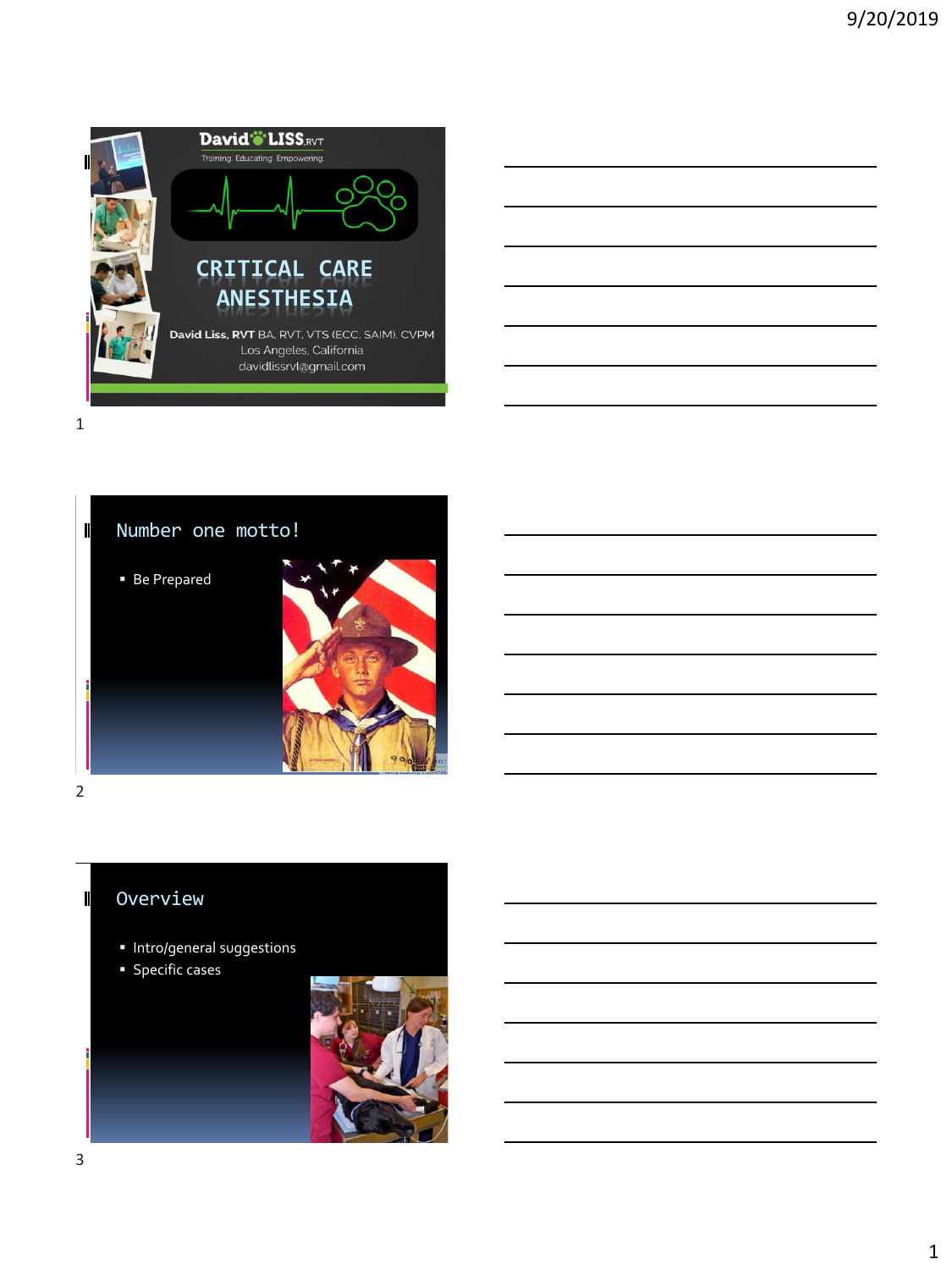# CRITICAL CARE ANESTHESIA

David Liss, RVT BA, RVT, VTS (ECC, SAIM), CVPM
Los Angeles, California
davidlissrvt@gmail.com

## Number one motto!

- Be Prepared

## Overview

- Intro/general suggestions
- Specific cases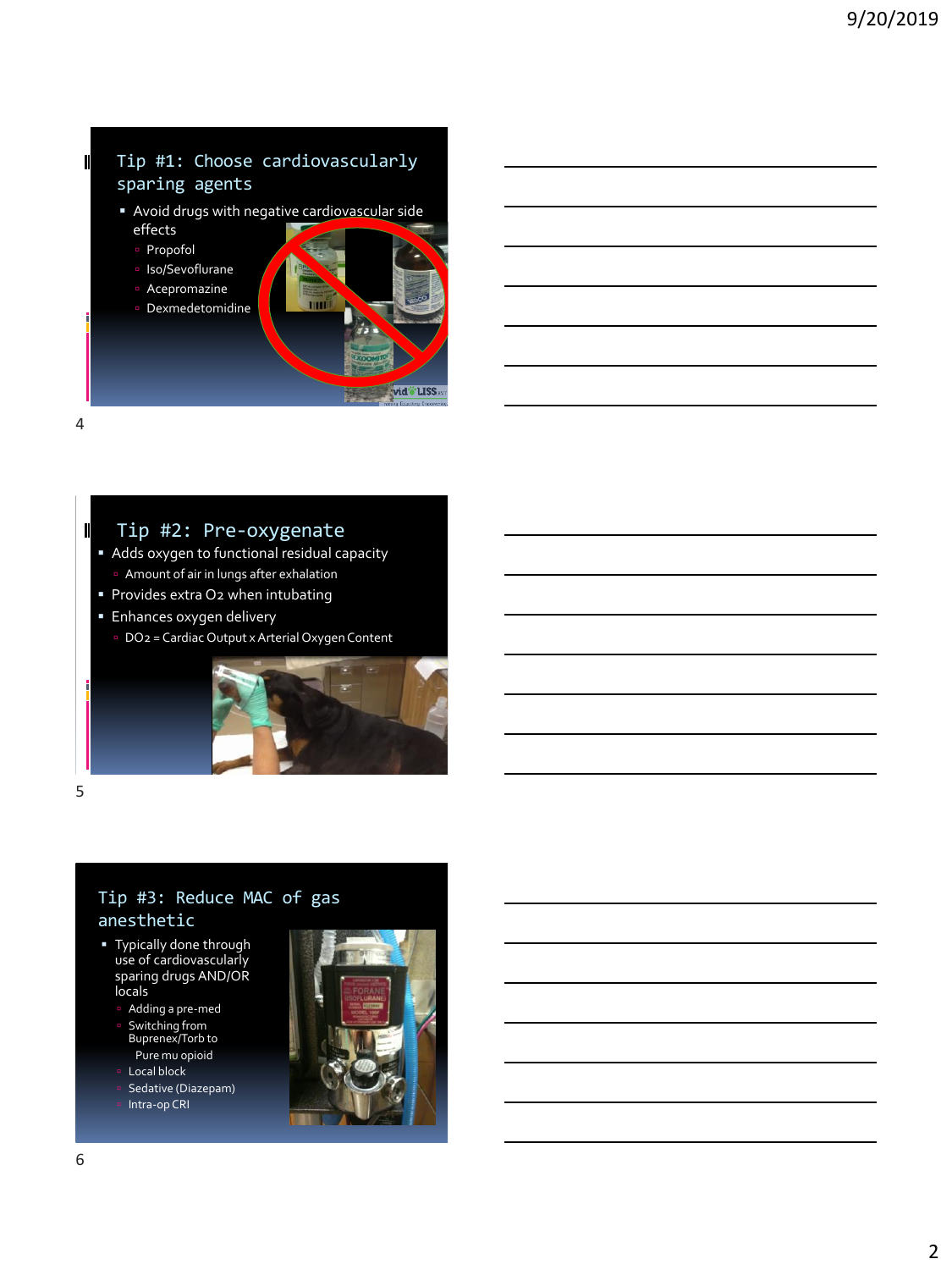## Tip #1: Choose cardiovascularly sparing agents

- Avoid drugs with negative cardiovascular side effects
  - Propofol
  - Iso/Sevoflurane
  - Acepromazine
  - Dexmedetomidine

## Tip #2: Pre-oxygenate

- Adds oxygen to functional residual capacity
  - Amount of air in lungs after exhalation
- Provides extra O2 when intubating
- Enhances oxygen delivery
  - $DO_2$ = Cardiac Output x Arterial Oxygen Content

## Tip #3: Reduce MAC of gas anesthetic

- Typically done through use of cardiovascularly sparing drugs AND/OR locals
  - Adding a pre-med
  - Switching from Buprenex/Torb to
    - Pure mu opioid
  - Local block
  - Sedative (Diazepam)
  - Intra-op CRI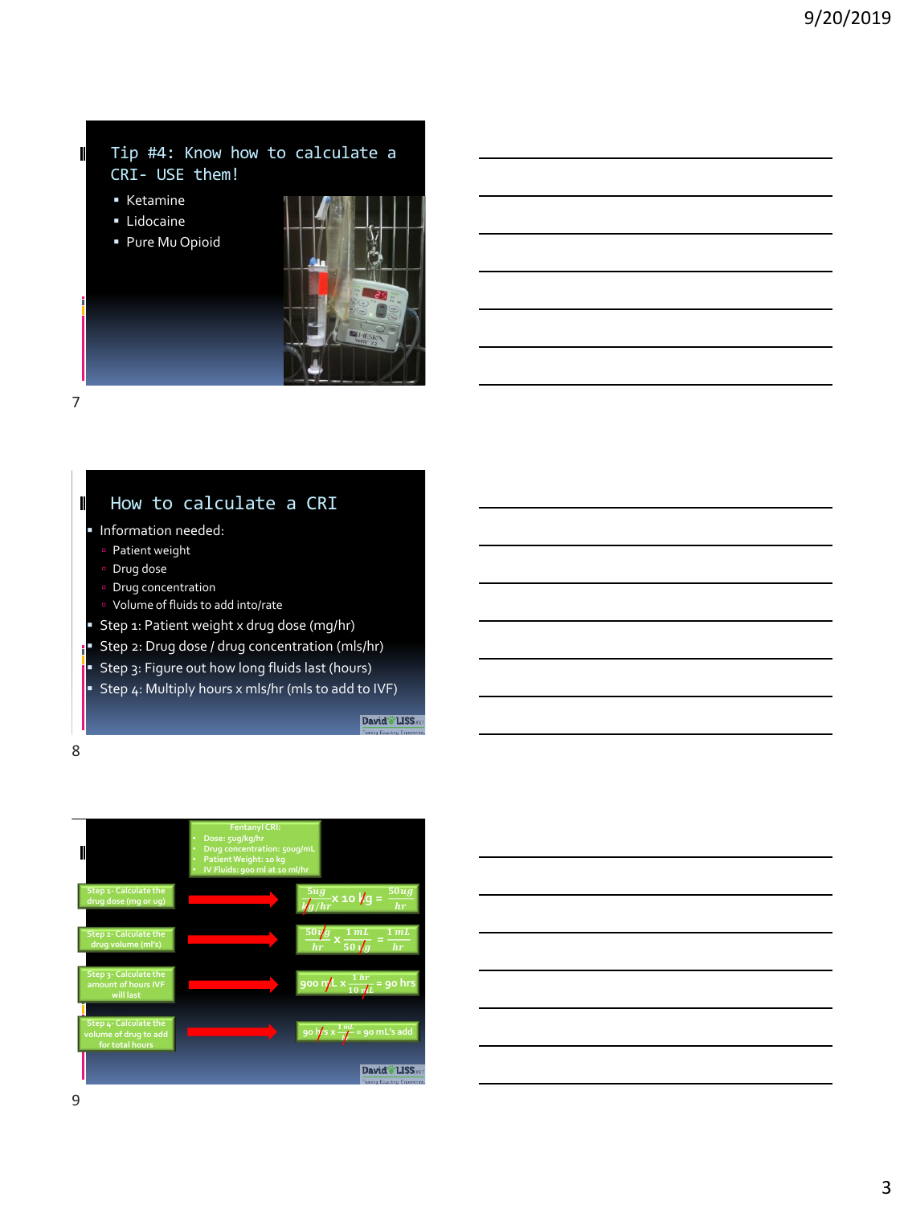## Tip #4: Know how to calculate a CRI- USE them!

- Ketamine
- Lidocaine
- Pure Mu Opioid

## How to calculate a CRI

- Information needed:
  - Patient weight
  - Drug dose
  - Drug concentration
  - Volume of fluids to add into/rate
- Step 1: Patient weight x drug dose (mg/hr)
- Step 2: Drug dose / drug concentration (mls/hr)
- Step 3: Figure out how long fluids last (hours)
- Step 4: Multiply hours x mls/hr (mls to add to IVF)

Fentanyl CRI:

- Dose: 5ug/kg/hr
- Drug concentration: 50ug/mL
- Patient Weight: 10 kg
- IV Fluids: 900 ml at 10 ml/hr

Step 1- Calculate the drug dose (mg or ug)

$$\frac{5ug}{kg/hr} \times 10\ kg = \frac{50ug}{hr}$$

Step 2- Calculate the drug volume (ml's)

$$\frac{50ug}{hr} \times \frac{1\ mL}{50\ ug} = \frac{1\ mL}{hr}$$

Step 3- Calculate the amount of hours IVF will last

$$900\ mL \times \frac{1\ hr}{10\ mL} = 90\ hrs$$

Step 4- Calculate the volume of drug to add for total hours

$$90\ hrs \times \frac{1\ mL}{hr} = 90\ mL\text{'s add}$$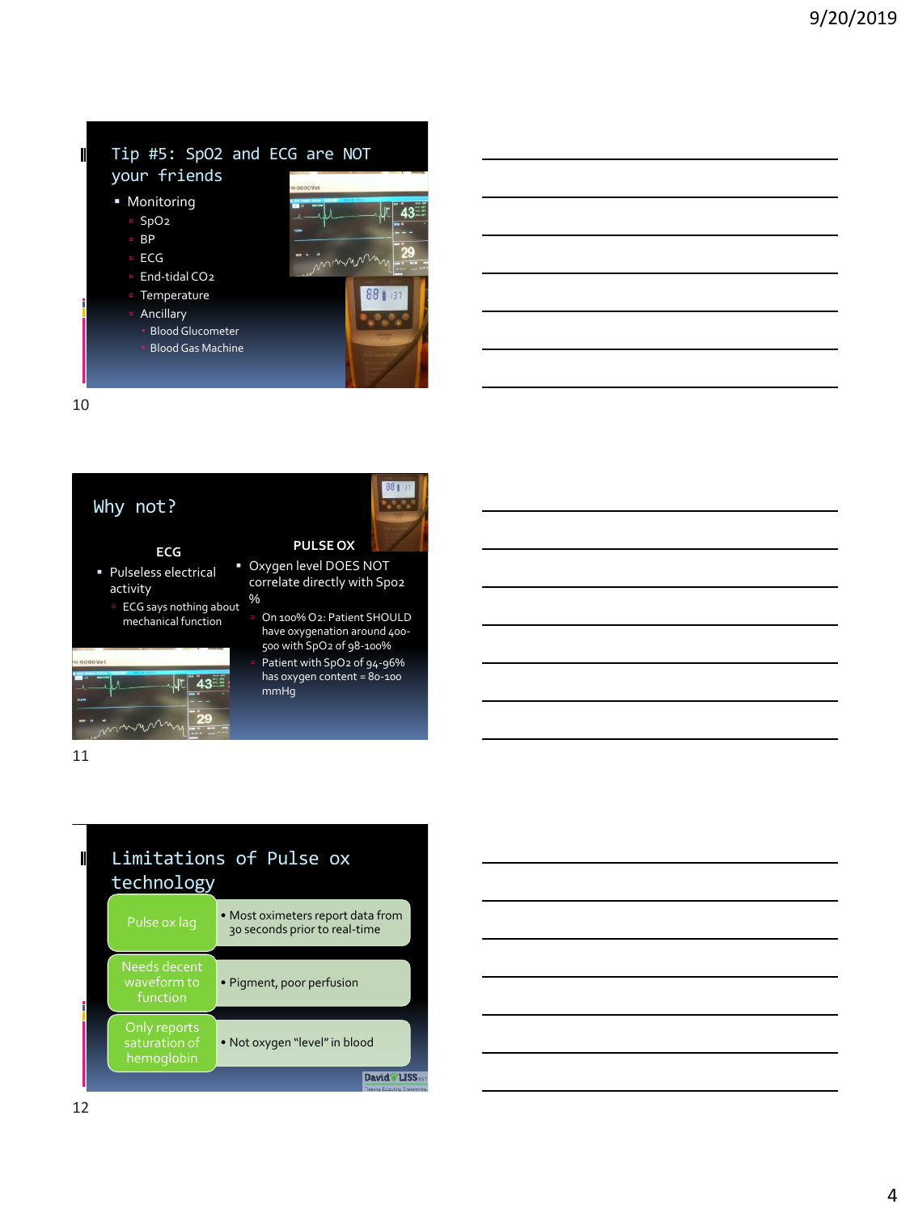## Tip #5: SpO2 and ECG are NOT your friends

- Monitoring
  - $SpO_2$
  - BP
  - ECG
  - End-tidal $CO_2$
  - Temperature
  - Ancillary
    - Blood Glucometer
    - Blood Gas Machine

## Why not?

**ECG**

- Pulseless electrical activity
  - ECG says nothing about mechanical function

**PULSE OX**

- Oxygen level DOES NOT correlate directly with $SpO_2$ %
  - On 100% $O_2$: Patient SHOULD have oxygenation around 400-500 with $SpO_2$ of 98-100%
  - Patient with $SpO_2$ of 94-96% has oxygen content = 80-100 mmHg

## Limitations of Pulse ox technology

| | |
|---|---|
| Pulse ox lag | • Most oximeters report data from 30 seconds prior to real-time |
| Needs decent waveform to function | • Pigment, poor perfusion |
| Only reports saturation of hemoglobin | • Not oxygen "level" in blood |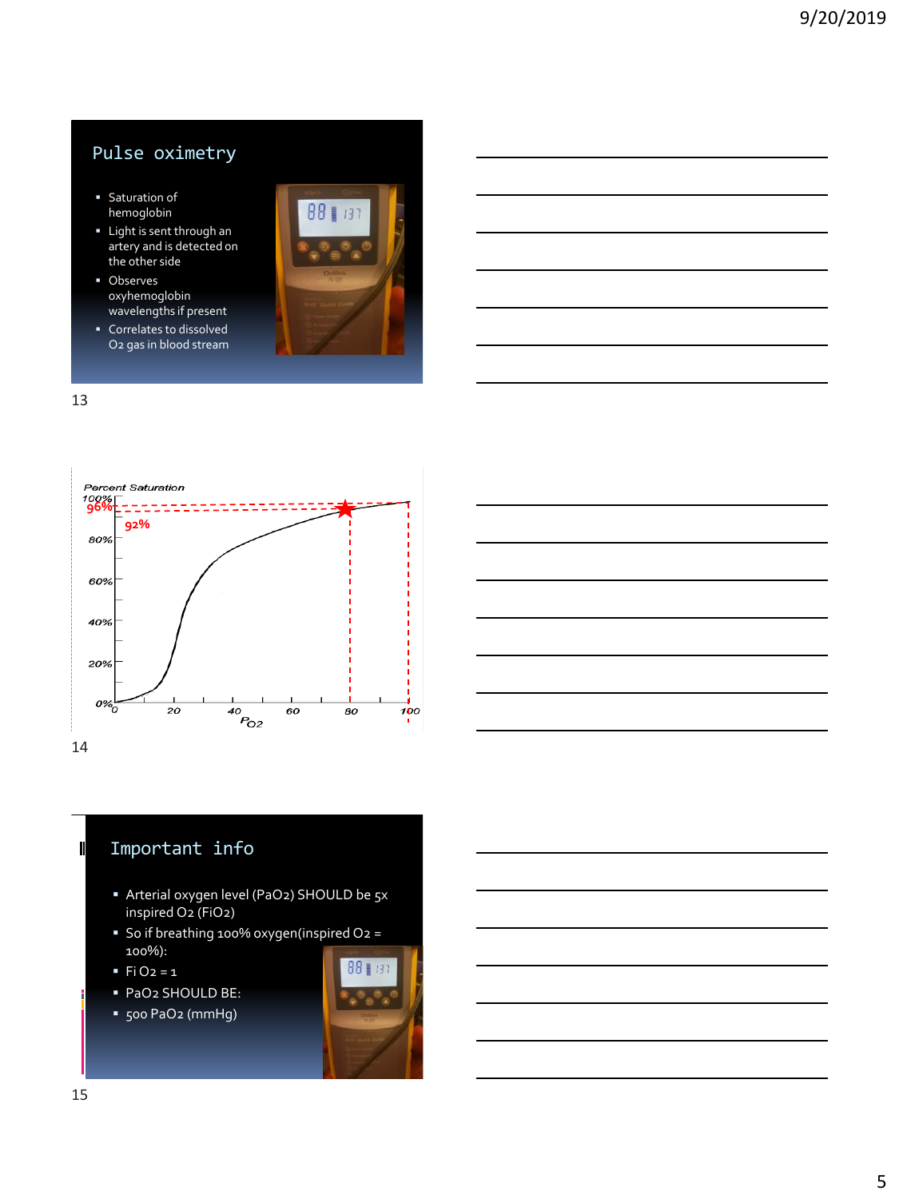## Pulse oximetry

- Saturation of hemoglobin
- Light is sent through an artery and is detected on the other side
- Observes oxyhemoglobin wavelengths if present
- Correlates to dissolved O2 gas in blood stream

Percent Saturation

100%
96%
92%
80%
60%
40%
20%
0%

0 20 40 60 80 100

$P_{O2}$

## Important info

- Arterial oxygen level ($PaO_2$) SHOULD be 5x inspired $O_2$ ($FiO_2$)
- So if breathing 100% oxygen(inspired $O_2$ = 100%):
- $Fi\ O_2 = 1$
- $PaO_2$ SHOULD BE:
- 500 $PaO_2$ (mmHg)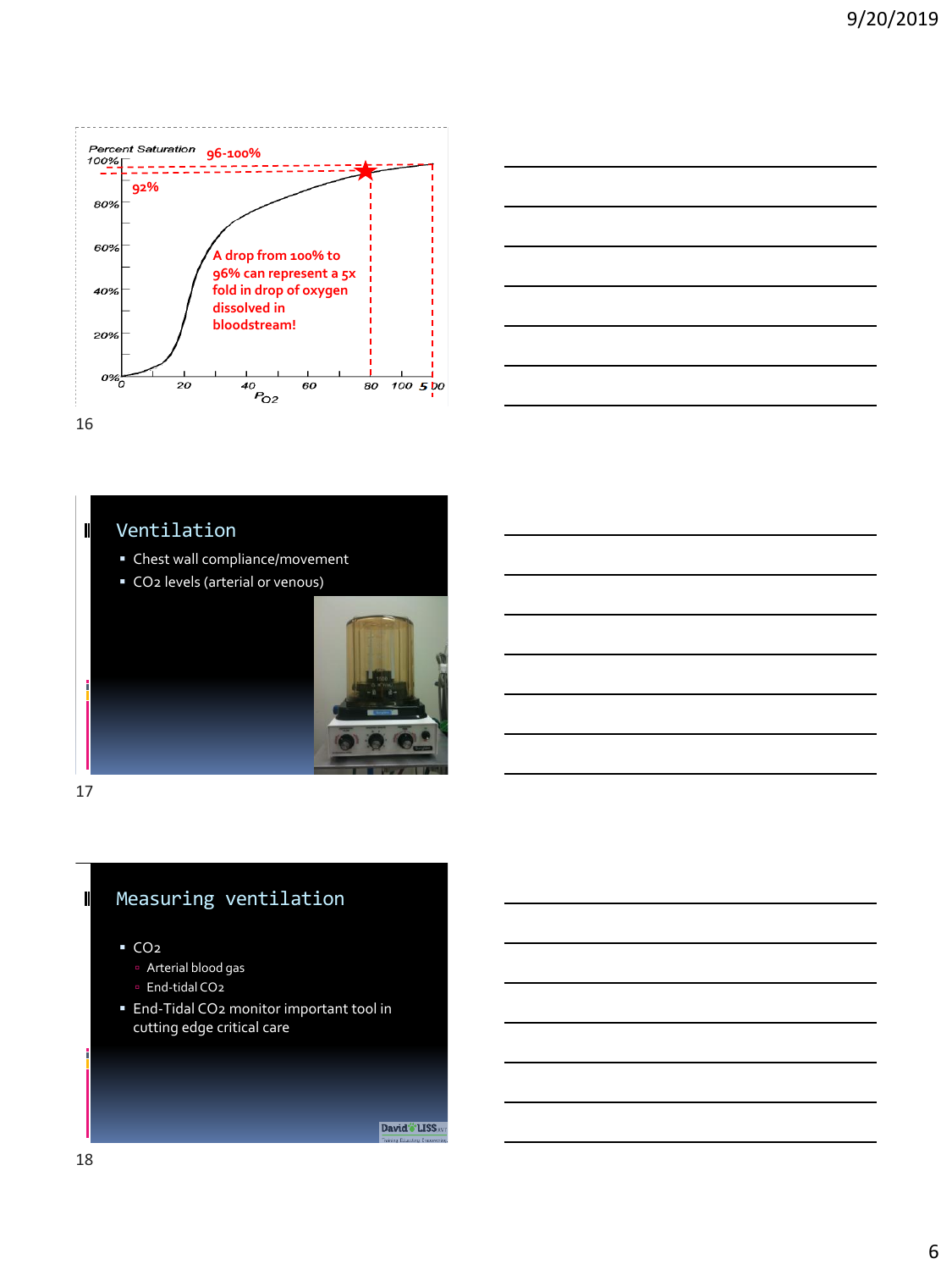Percent Saturation

96-100%

92%

A drop from 100% to 96% can represent a 5x fold in drop of oxygen dissolved in bloodstream!

$P_{O2}$

## Ventilation

- Chest wall compliance/movement
- $CO_2$ levels (arterial or venous)

## Measuring ventilation

- $CO_2$
  - Arterial blood gas
  - End-tidal $CO_2$
- End-Tidal $CO_2$ monitor important tool in cutting edge critical care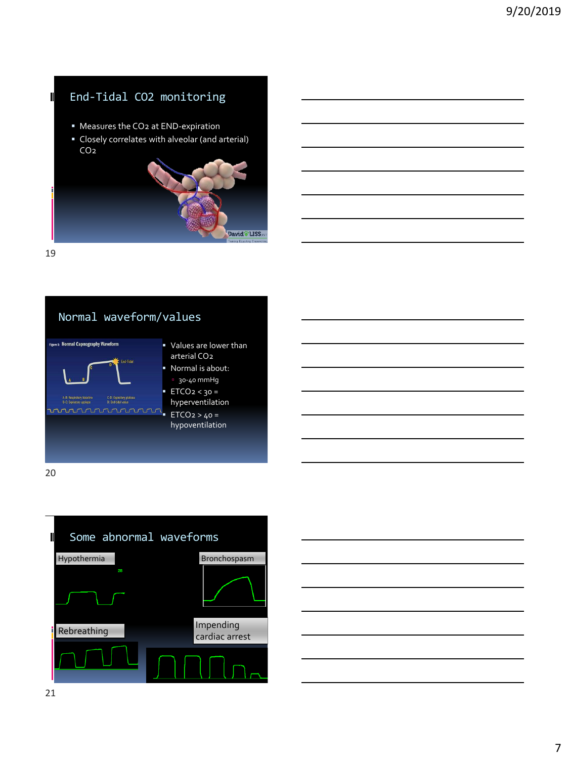## End-Tidal CO2 monitoring

- Measures the $CO_2$ at END-expiration
- Closely correlates with alveolar (and arterial) $CO_2$

## Normal waveform/values

- Values are lower than arterial $CO_2$
- Normal is about:
  - 30-40 mmHg
- $ETCO_2 < 30$ = hyperventilation
- $ETCO_2 > 40$ = hypoventilation

## Some abnormal waveforms

Hypothermia

Bronchospasm

Rebreathing

Impending cardiac arrest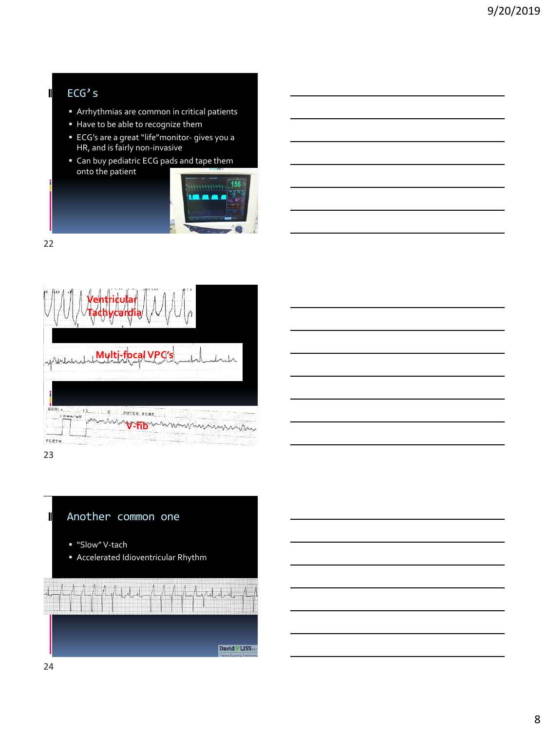## ECG's

- Arrhythmias are common in critical patients
- Have to be able to recognize them
- ECG's are a great "life"monitor- gives you a HR, and is fairly non-invasive
- Can buy pediatric ECG pads and tape them onto the patient

Ventricular Tachycardia

Multi-focal VPC's

V-fib

## Another common one

- "Slow" V-tach
- Accelerated Idioventricular Rhythm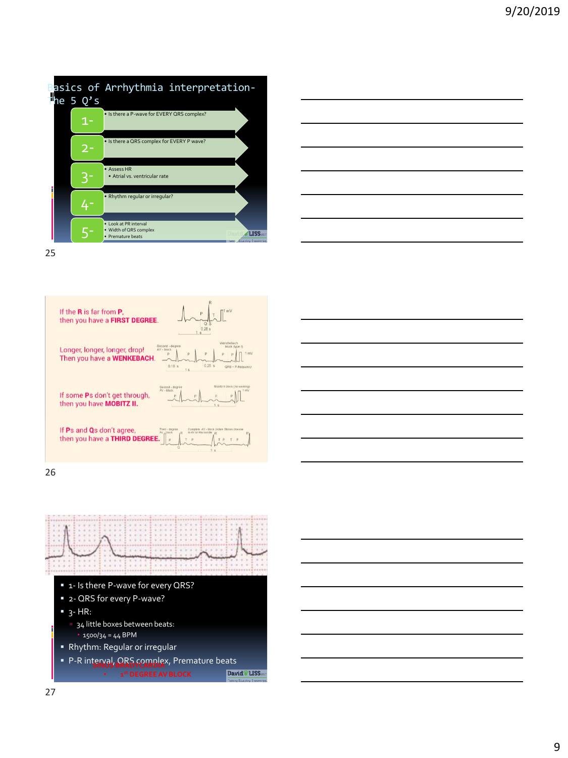## Basics of Arrhythmia interpretation- The 5 Q's

1- • Is there a P-wave for EVERY QRS complex?

2- • Is there a QRS complex for EVERY P wave?

3- • Assess HR
 • Atrial vs. ventricular rate

4- • Rhythm regular or irregular?

5- • Look at PR interval
 • Width of QRS complex
 • Premature beats

---

If the **R** is far from **P**,
then you have a **FIRST DEGREE**.

Longer, longer, longer, drop!
Then you have a **WENKEBACH**.

If some **P**s don't get through,
then you have **MOBITZ II.**

If **P**s and **Q**s don't agree,
then you have a **THIRD DEGREE.**

---

- 1- Is there P-wave for every QRS?
- 2- QRS for every P-wave?
- 3- HR:
  - 34 little boxes between beats:
    - 1500/34 = 44 BPM
- Rhythm: Regular or irregular
- P-R interval, QRS complex, Premature beats

SINUS BRADYCARDIA

- 1st DEGREE AV BLOCK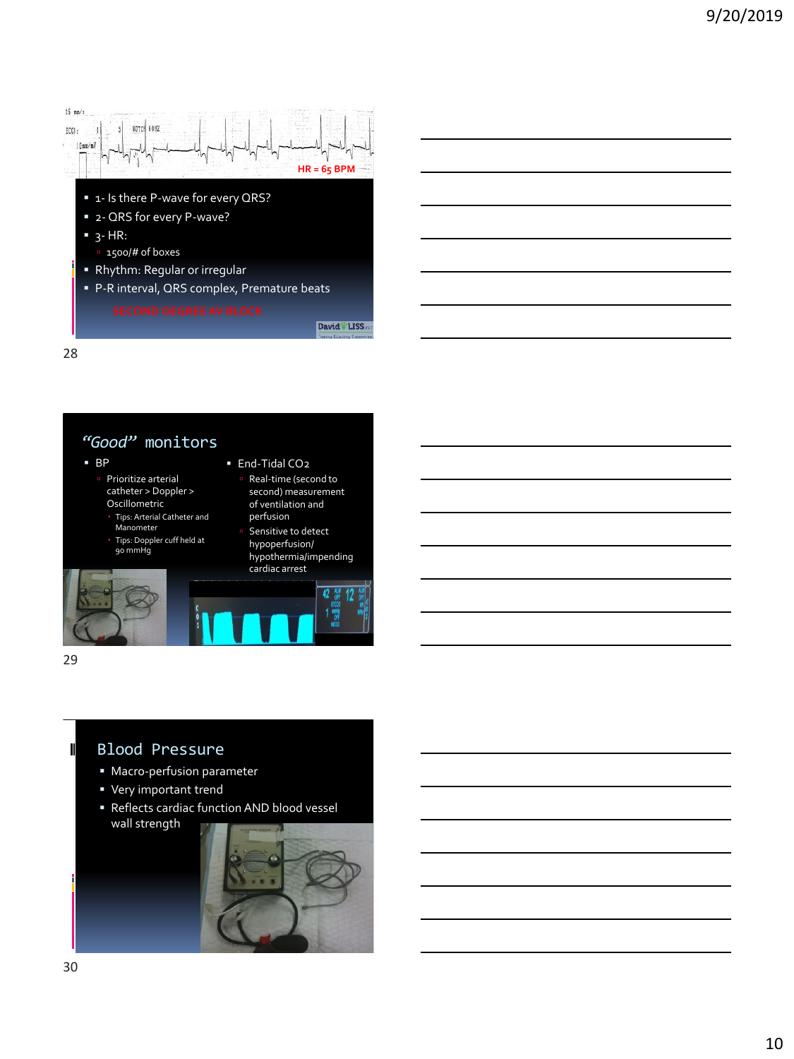HR = 65 BPM

- 1- Is there P-wave for every QRS?
- 2- QRS for every P-wave?
- 3- HR:
  - 1500/# of boxes
- Rhythm: Regular or irregular
- P-R interval, QRS complex, Premature beats

SECOND DEGREE AV BLOCK

## *"Good"* monitors

- BP
  - Prioritize arterial catheter > Doppler > Oscillometric
    - Tips: Arterial Catheter and Manometer
    - Tips: Doppler cuff held at 90 mmHg
- End-Tidal $CO_2$
  - Real-time (second to second) measurement of ventilation and perfusion
  - Sensitive to detect hypoperfusion/ hypothermia/impending cardiac arrest

## Blood Pressure

- Macro-perfusion parameter
- Very important trend
- Reflects cardiac function AND blood vessel wall strength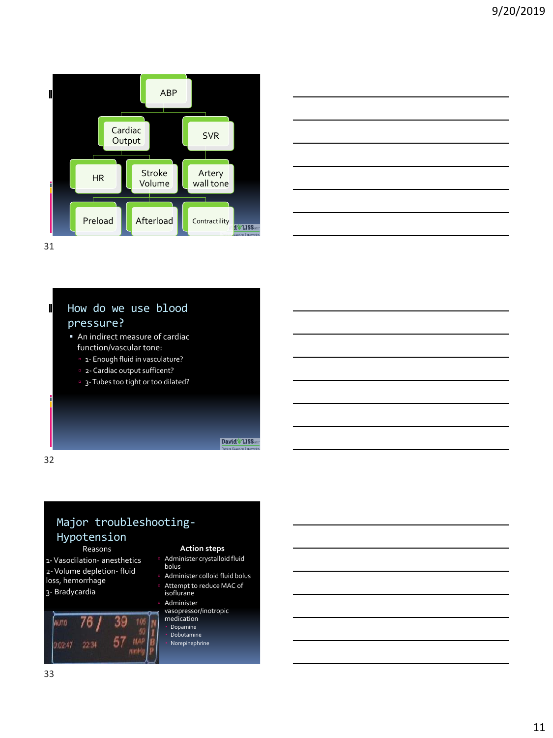ABP

- Cardiac Output
  - HR
  - Stroke Volume
    - Preload
    - Afterload
    - Contractility
- SVR
  - Artery wall tone

## How do we use blood pressure?

- An indirect measure of cardiac function/vascular tone:
  - 1- Enough fluid in vasculature?
  - 2- Cardiac output sufficent?
  - 3- Tubes too tight or too dilated?

## Major troubleshooting- Hypotension

**Reasons**

1- Vasodilation- anesthetics

2- Volume depletion- fluid loss, hemorrhage

3- Bradycardia

**Action steps**

- Administer crystalloid fluid bolus
- Administer colloid fluid bolus
- Attempt to reduce MAC of isoflurane
- Administer vasopressor/inotropic medication
  - Dopamine
  - Dobutamine
  - Norepinephrine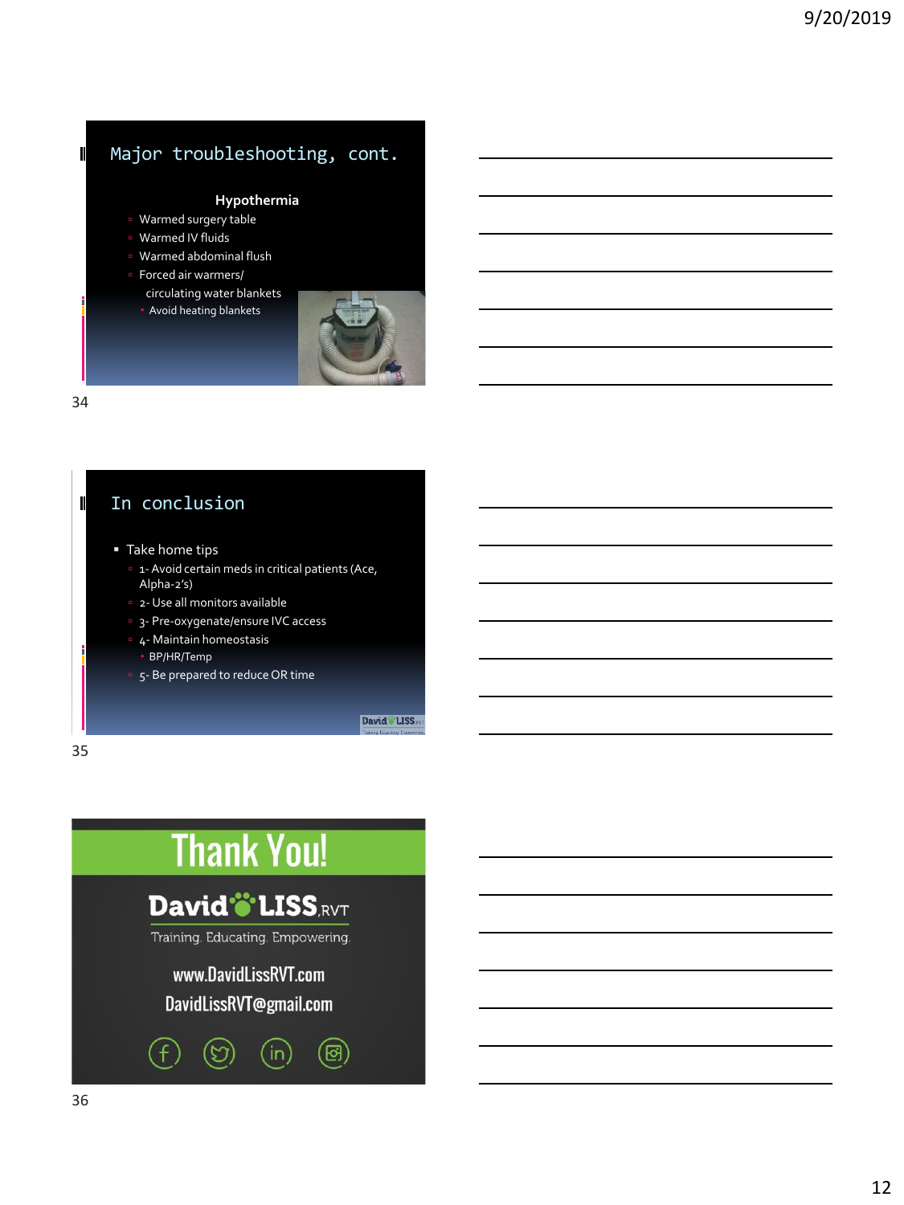## Major troubleshooting, cont.

**Hypothermia**

- Warmed surgery table
- Warmed IV fluids
- Warmed abdominal flush
- Forced air warmers/ circulating water blankets
  - Avoid heating blankets

## In conclusion

- Take home tips
  - 1- Avoid certain meds in critical patients (Ace, Alpha-2's)
  - 2- Use all monitors available
  - 3- Pre-oxygenate/ensure IVC access
  - 4- Maintain homeostasis
    - BP/HR/Temp
  - 5- Be prepared to reduce OR time

## Thank You!

David LISS, RVT

Training. Educating. Empowering.

www.DavidLissRVT.com

DavidLissRVT@gmail.com